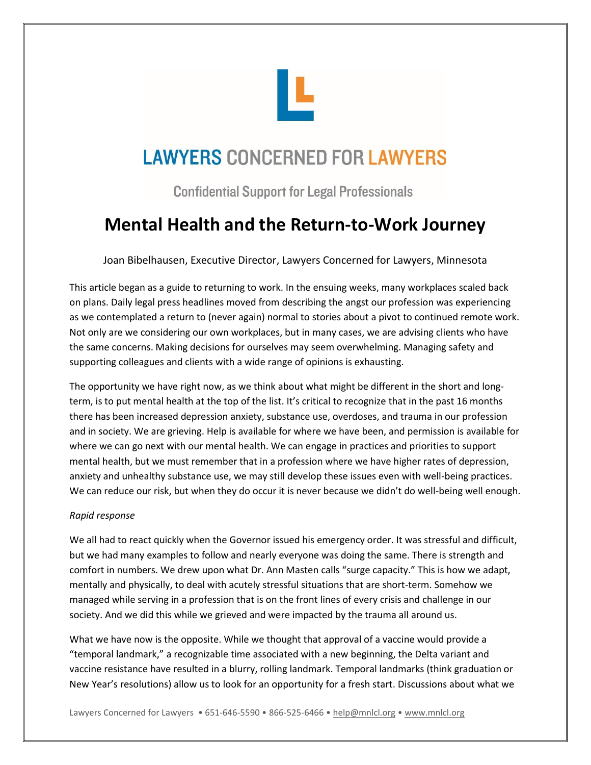# LAWYERS CONCERNED FOR LAWYERS

Confidential Support for Legal Professionals

# Mental Health and the Return-to-Work Journey

Joan Bibelhausen, Executive Director, Lawyers Concerned for Lawyers, Minnesota

This article began as a guide to returning to work. In the ensuing weeks, many workplaces scaled back on plans. Daily legal press headlines moved from describing the angst our profession was experiencing as we contemplated a return to (never again) normal to stories about a pivot to continued remote work. Not only are we considering our own workplaces, but in many cases, we are advising clients who have the same concerns. Making decisions for ourselves may seem overwhelming. Managing safety and supporting colleagues and clients with a wide range of opinions is exhausting.

The opportunity we have right now, as we think about what might be different in the short and long-term, is to put mental health at the top of the list. It's critical to recognize that in the past 16 months there has been increased depression anxiety, substance use, overdoses, and trauma in our profession and in society. We are grieving. Help is available for where we have been, and permission is available for where we can go next with our mental health. We can engage in practices and priorities to support mental health, but we must remember that in a profession where we have higher rates of depression, anxiety and unhealthy substance use, we may still develop these issues even with well-being practices. We can reduce our risk, but when they do occur it is never because we didn't do well-being well enough.

*Rapid response*

We all had to react quickly when the Governor issued his emergency order. It was stressful and difficult, but we had many examples to follow and nearly everyone was doing the same. There is strength and comfort in numbers. We drew upon what Dr. Ann Masten calls "surge capacity." This is how we adapt, mentally and physically, to deal with acutely stressful situations that are short-term. Somehow we managed while serving in a profession that is on the front lines of every crisis and challenge in our society. And we did this while we grieved and were impacted by the trauma all around us.

What we have now is the opposite. While we thought that approval of a vaccine would provide a "temporal landmark," a recognizable time associated with a new beginning, the Delta variant and vaccine resistance have resulted in a blurry, rolling landmark. Temporal landmarks (think graduation or New Year's resolutions) allow us to look for an opportunity for a fresh start. Discussions about what we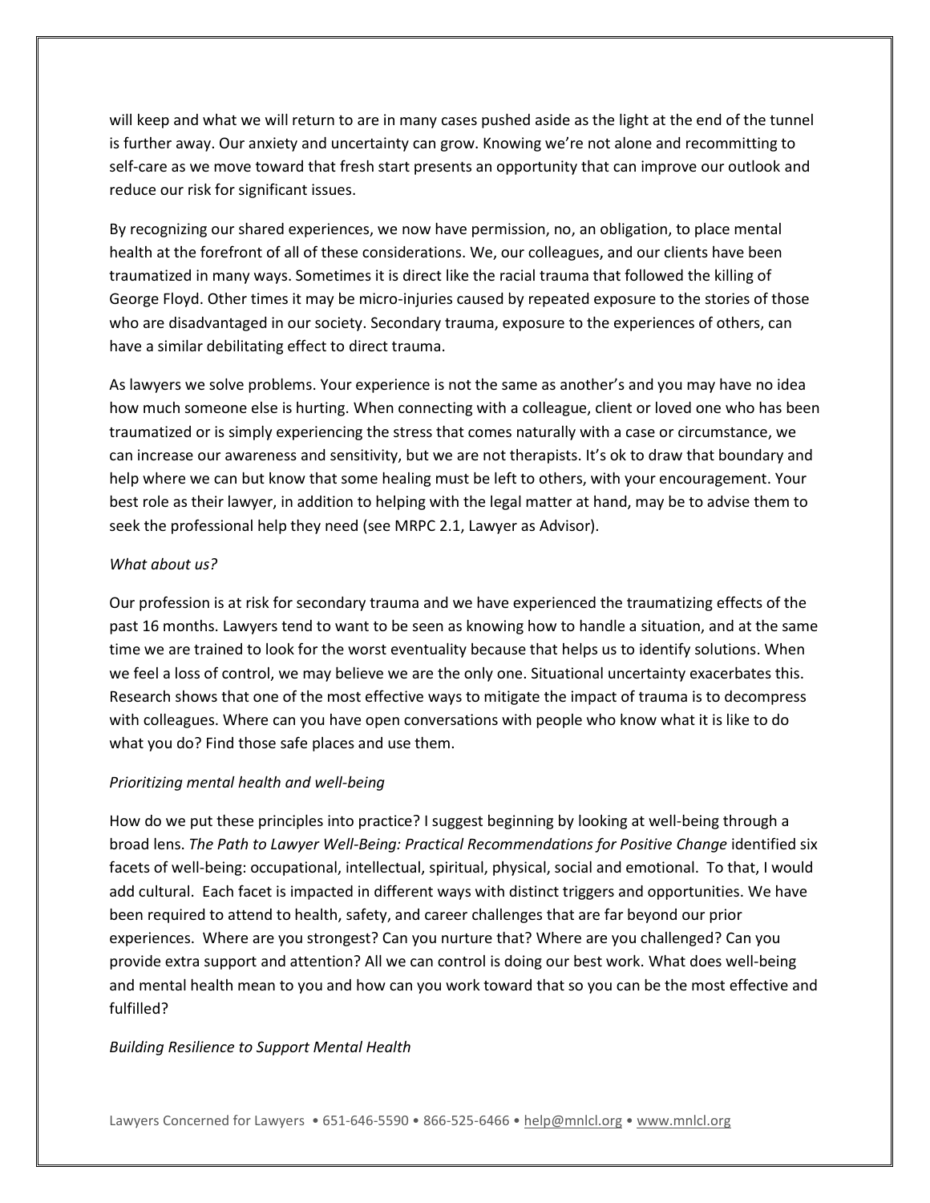will keep and what we will return to are in many cases pushed aside as the light at the end of the tunnel is further away. Our anxiety and uncertainty can grow. Knowing we're not alone and recommitting to self-care as we move toward that fresh start presents an opportunity that can improve our outlook and reduce our risk for significant issues.

By recognizing our shared experiences, we now have permission, no, an obligation, to place mental health at the forefront of all of these considerations. We, our colleagues, and our clients have been traumatized in many ways. Sometimes it is direct like the racial trauma that followed the killing of George Floyd. Other times it may be micro-injuries caused by repeated exposure to the stories of those who are disadvantaged in our society. Secondary trauma, exposure to the experiences of others, can have a similar debilitating effect to direct trauma.

As lawyers we solve problems. Your experience is not the same as another's and you may have no idea how much someone else is hurting. When connecting with a colleague, client or loved one who has been traumatized or is simply experiencing the stress that comes naturally with a case or circumstance, we can increase our awareness and sensitivity, but we are not therapists. It's ok to draw that boundary and help where we can but know that some healing must be left to others, with your encouragement. Your best role as their lawyer, in addition to helping with the legal matter at hand, may be to advise them to seek the professional help they need (see MRPC 2.1, Lawyer as Advisor).

*What about us?*

Our profession is at risk for secondary trauma and we have experienced the traumatizing effects of the past 16 months. Lawyers tend to want to be seen as knowing how to handle a situation, and at the same time we are trained to look for the worst eventuality because that helps us to identify solutions. When we feel a loss of control, we may believe we are the only one. Situational uncertainty exacerbates this. Research shows that one of the most effective ways to mitigate the impact of trauma is to decompress with colleagues. Where can you have open conversations with people who know what it is like to do what you do? Find those safe places and use them.

*Prioritizing mental health and well-being*

How do we put these principles into practice? I suggest beginning by looking at well-being through a broad lens. *The Path to Lawyer Well-Being: Practical Recommendations for Positive Change* identified six facets of well-being: occupational, intellectual, spiritual, physical, social and emotional. To that, I would add cultural. Each facet is impacted in different ways with distinct triggers and opportunities. We have been required to attend to health, safety, and career challenges that are far beyond our prior experiences. Where are you strongest? Can you nurture that? Where are you challenged? Can you provide extra support and attention? All we can control is doing our best work. What does well-being and mental health mean to you and how can you work toward that so you can be the most effective and fulfilled?

*Building Resilience to Support Mental Health*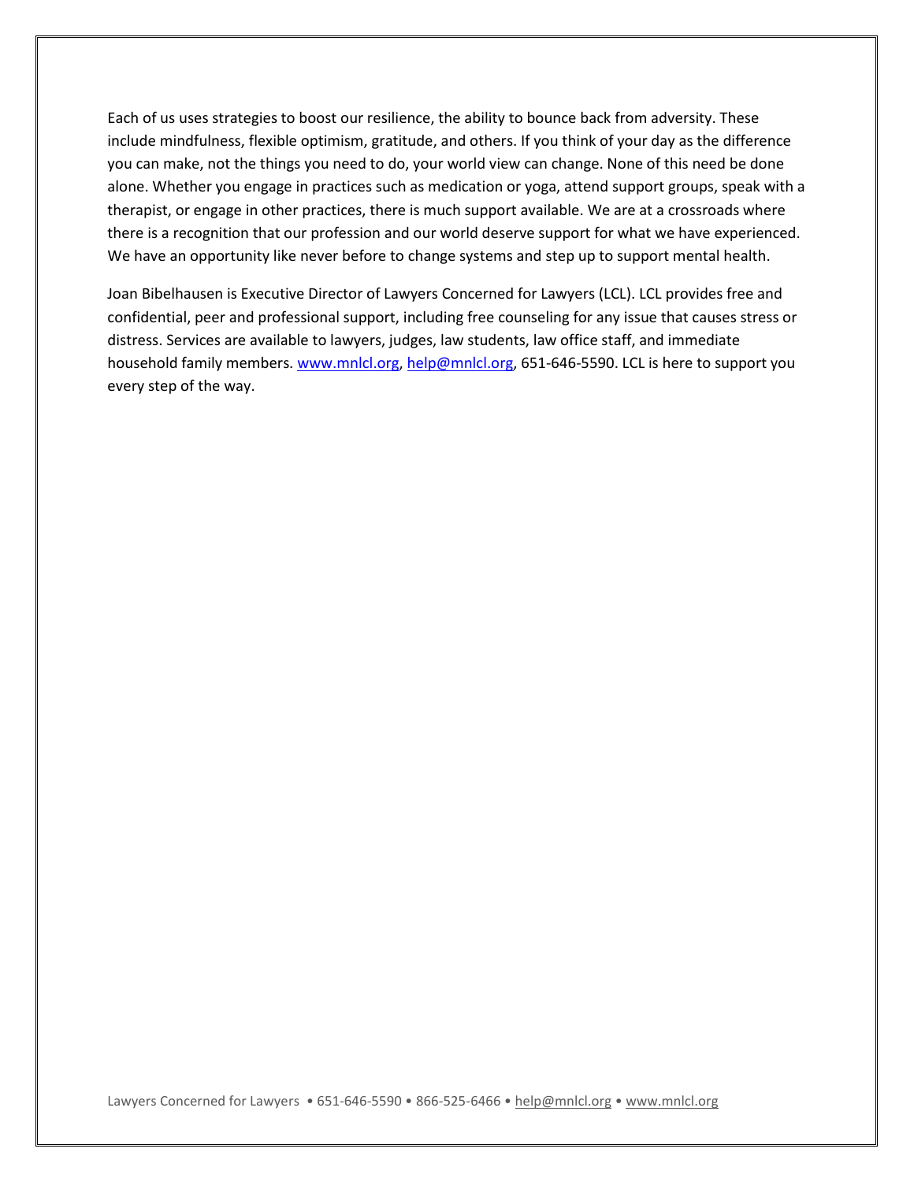Each of us uses strategies to boost our resilience, the ability to bounce back from adversity. These include mindfulness, flexible optimism, gratitude, and others. If you think of your day as the difference you can make, not the things you need to do, your world view can change. None of this need be done alone. Whether you engage in practices such as medication or yoga, attend support groups, speak with a therapist, or engage in other practices, there is much support available. We are at a crossroads where there is a recognition that our profession and our world deserve support for what we have experienced. We have an opportunity like never before to change systems and step up to support mental health.

Joan Bibelhausen is Executive Director of Lawyers Concerned for Lawyers (LCL). LCL provides free and confidential, peer and professional support, including free counseling for any issue that causes stress or distress. Services are available to lawyers, judges, law students, law office staff, and immediate household family members. www.mnlcl.org, help@mnlcl.org, 651-646-5590. LCL is here to support you every step of the way.